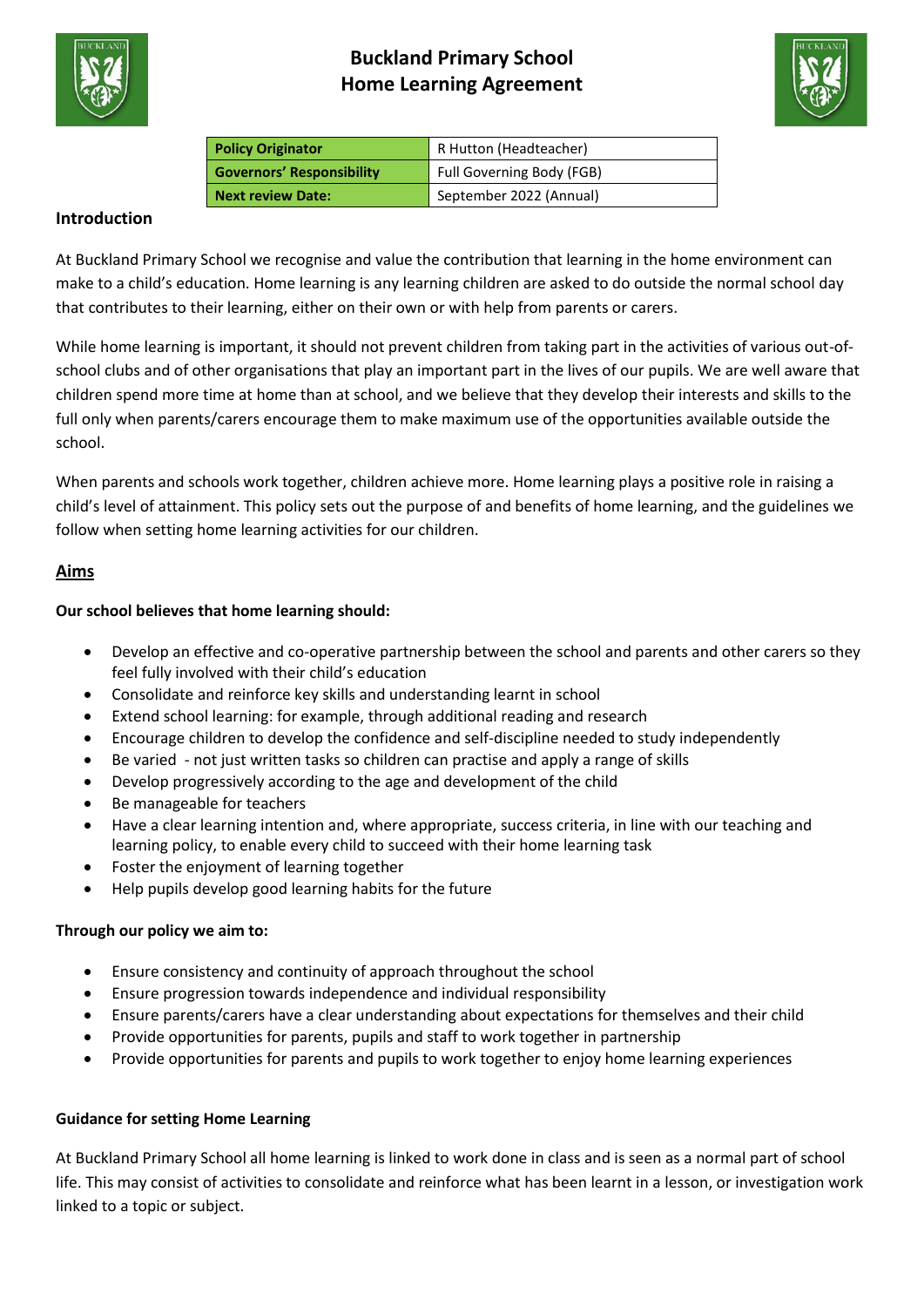# Buckland Primary School
# Home Learning Agreement

| Policy Originator | R Hutton (Headteacher) |
|---|---|
| Governors' Responsibility | Full Governing Body (FGB) |
| Next review Date: | September 2022 (Annual) |

## Introduction

At Buckland Primary School we recognise and value the contribution that learning in the home environment can make to a child's education. Home learning is any learning children are asked to do outside the normal school day that contributes to their learning, either on their own or with help from parents or carers.

While home learning is important, it should not prevent children from taking part in the activities of various out-of-school clubs and of other organisations that play an important part in the lives of our pupils. We are well aware that children spend more time at home than at school, and we believe that they develop their interests and skills to the full only when parents/carers encourage them to make maximum use of the opportunities available outside the school.

When parents and schools work together, children achieve more. Home learning plays a positive role in raising a child's level of attainment. This policy sets out the purpose of and benefits of home learning, and the guidelines we follow when setting home learning activities for our children.

## Aims

**Our school believes that home learning should:**

- Develop an effective and co-operative partnership between the school and parents and other carers so they feel fully involved with their child's education
- Consolidate and reinforce key skills and understanding learnt in school
- Extend school learning: for example, through additional reading and research
- Encourage children to develop the confidence and self-discipline needed to study independently
- Be varied - not just written tasks so children can practise and apply a range of skills
- Develop progressively according to the age and development of the child
- Be manageable for teachers
- Have a clear learning intention and, where appropriate, success criteria, in line with our teaching and learning policy, to enable every child to succeed with their home learning task
- Foster the enjoyment of learning together
- Help pupils develop good learning habits for the future

**Through our policy we aim to:**

- Ensure consistency and continuity of approach throughout the school
- Ensure progression towards independence and individual responsibility
- Ensure parents/carers have a clear understanding about expectations for themselves and their child
- Provide opportunities for parents, pupils and staff to work together in partnership
- Provide opportunities for parents and pupils to work together to enjoy home learning experiences

**Guidance for setting Home Learning**

At Buckland Primary School all home learning is linked to work done in class and is seen as a normal part of school life. This may consist of activities to consolidate and reinforce what has been learnt in a lesson, or investigation work linked to a topic or subject.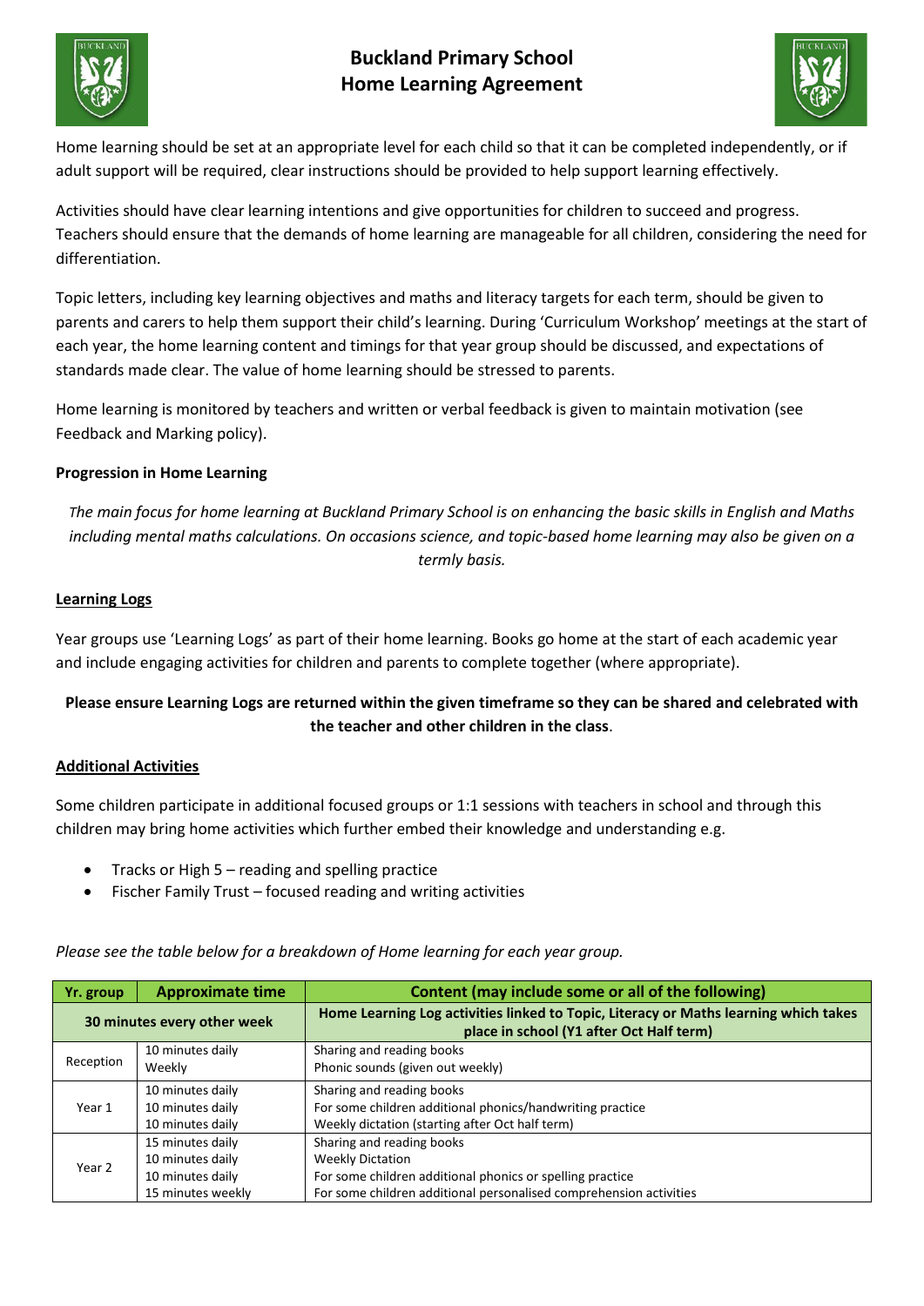# Buckland Primary School
# Home Learning Agreement

Home learning should be set at an appropriate level for each child so that it can be completed independently, or if adult support will be required, clear instructions should be provided to help support learning effectively.

Activities should have clear learning intentions and give opportunities for children to succeed and progress. Teachers should ensure that the demands of home learning are manageable for all children, considering the need for differentiation.

Topic letters, including key learning objectives and maths and literacy targets for each term, should be given to parents and carers to help them support their child's learning. During 'Curriculum Workshop' meetings at the start of each year, the home learning content and timings for that year group should be discussed, and expectations of standards made clear. The value of home learning should be stressed to parents.

Home learning is monitored by teachers and written or verbal feedback is given to maintain motivation (see Feedback and Marking policy).

**Progression in Home Learning**

*The main focus for home learning at Buckland Primary School is on enhancing the basic skills in English and Maths including mental maths calculations. On occasions science, and topic-based home learning may also be given on a termly basis.*

## Learning Logs

Year groups use 'Learning Logs' as part of their home learning. Books go home at the start of each academic year and include engaging activities for children and parents to complete together (where appropriate).

**Please ensure Learning Logs are returned within the given timeframe so they can be shared and celebrated with the teacher and other children in the class**.

## Additional Activities

Some children participate in additional focused groups or 1:1 sessions with teachers in school and through this children may bring home activities which further embed their knowledge and understanding e.g.

- Tracks or High 5 – reading and spelling practice
- Fischer Family Trust – focused reading and writing activities

*Please see the table below for a breakdown of Home learning for each year group.*

| Yr. group | Approximate time | Content (may include some or all of the following) |
|---|---|---|
| **30 minutes every other week** | | **Home Learning Log activities linked to Topic, Literacy or Maths learning which takes place in school (Y1 after Oct Half term)** |
| Reception | 10 minutes daily<br>Weekly | Sharing and reading books<br>Phonic sounds (given out weekly) |
| Year 1 | 10 minutes daily<br>10 minutes daily<br>10 minutes daily | Sharing and reading books<br>For some children additional phonics/handwriting practice<br>Weekly dictation (starting after Oct half term) |
| Year 2 | 15 minutes daily<br>10 minutes daily<br>10 minutes daily<br>15 minutes weekly | Sharing and reading books<br>Weekly Dictation<br>For some children additional phonics or spelling practice<br>For some children additional personalised comprehension activities |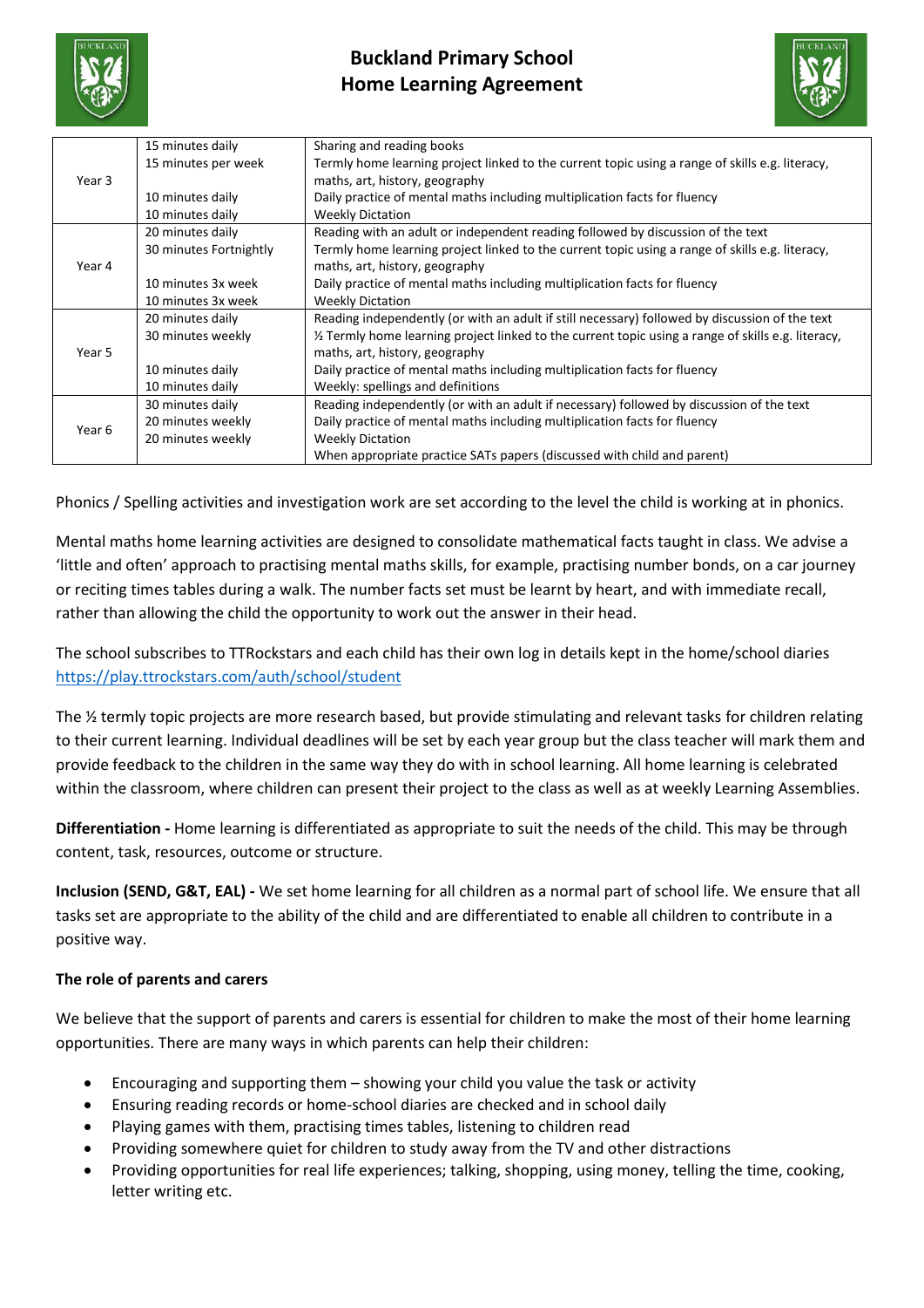# Buckland Primary School
## Home Learning Agreement

| | | |
|---|---|---|
| Year 3 | 15 minutes daily<br>15 minutes per week<br><br>10 minutes daily<br>10 minutes daily | Sharing and reading books<br>Termly home learning project linked to the current topic using a range of skills e.g. literacy, maths, art, history, geography<br>Daily practice of mental maths including multiplication facts for fluency<br>Weekly Dictation |
| Year 4 | 20 minutes daily<br>30 minutes Fortnightly<br><br>10 minutes 3x week<br>10 minutes 3x week | Reading with an adult or independent reading followed by discussion of the text<br>Termly home learning project linked to the current topic using a range of skills e.g. literacy, maths, art, history, geography<br>Daily practice of mental maths including multiplication facts for fluency<br>Weekly Dictation |
| Year 5 | 20 minutes daily<br>30 minutes weekly<br><br>10 minutes daily<br>10 minutes daily | Reading independently (or with an adult if still necessary) followed by discussion of the text<br>½ Termly home learning project linked to the current topic using a range of skills e.g. literacy, maths, art, history, geography<br>Daily practice of mental maths including multiplication facts for fluency<br>Weekly: spellings and definitions |
| Year 6 | 30 minutes daily<br>20 minutes weekly<br>20 minutes weekly | Reading independently (or with an adult if necessary) followed by discussion of the text<br>Daily practice of mental maths including multiplication facts for fluency<br>Weekly Dictation<br>When appropriate practice SATs papers (discussed with child and parent) |

Phonics / Spelling activities and investigation work are set according to the level the child is working at in phonics.

Mental maths home learning activities are designed to consolidate mathematical facts taught in class. We advise a 'little and often' approach to practising mental maths skills, for example, practising number bonds, on a car journey or reciting times tables during a walk. The number facts set must be learnt by heart, and with immediate recall, rather than allowing the child the opportunity to work out the answer in their head.

The school subscribes to TTRockstars and each child has their own log in details kept in the home/school diaries https://play.ttrockstars.com/auth/school/student

The ½ termly topic projects are more research based, but provide stimulating and relevant tasks for children relating to their current learning. Individual deadlines will be set by each year group but the class teacher will mark them and provide feedback to the children in the same way they do with in school learning. All home learning is celebrated within the classroom, where children can present their project to the class as well as at weekly Learning Assemblies.

**Differentiation -** Home learning is differentiated as appropriate to suit the needs of the child. This may be through content, task, resources, outcome or structure.

**Inclusion (SEND, G&T, EAL) -** We set home learning for all children as a normal part of school life. We ensure that all tasks set are appropriate to the ability of the child and are differentiated to enable all children to contribute in a positive way.

**The role of parents and carers**

We believe that the support of parents and carers is essential for children to make the most of their home learning opportunities. There are many ways in which parents can help their children:

- Encouraging and supporting them – showing your child you value the task or activity
- Ensuring reading records or home-school diaries are checked and in school daily
- Playing games with them, practising times tables, listening to children read
- Providing somewhere quiet for children to study away from the TV and other distractions
- Providing opportunities for real life experiences; talking, shopping, using money, telling the time, cooking, letter writing etc.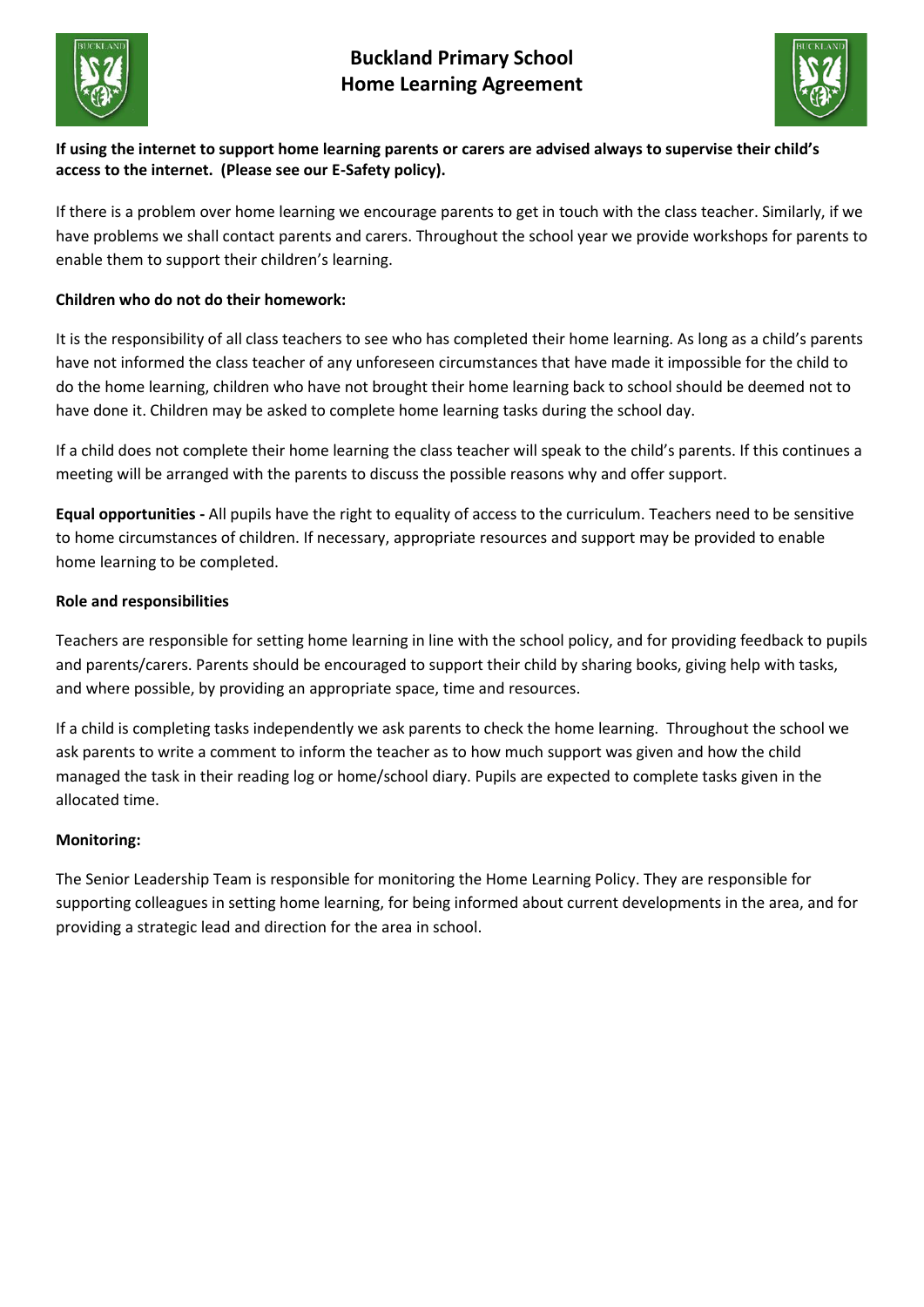**If using the internet to support home learning parents or carers are advised always to supervise their child's access to the internet. (Please see our E-Safety policy).**

If there is a problem over home learning we encourage parents to get in touch with the class teacher. Similarly, if we have problems we shall contact parents and carers. Throughout the school year we provide workshops for parents to enable them to support their children's learning.

**Children who do not do their homework:**

It is the responsibility of all class teachers to see who has completed their home learning. As long as a child's parents have not informed the class teacher of any unforeseen circumstances that have made it impossible for the child to do the home learning, children who have not brought their home learning back to school should be deemed not to have done it. Children may be asked to complete home learning tasks during the school day.

If a child does not complete their home learning the class teacher will speak to the child's parents. If this continues a meeting will be arranged with the parents to discuss the possible reasons why and offer support.

**Equal opportunities -** All pupils have the right to equality of access to the curriculum. Teachers need to be sensitive to home circumstances of children. If necessary, appropriate resources and support may be provided to enable home learning to be completed.

**Role and responsibilities**

Teachers are responsible for setting home learning in line with the school policy, and for providing feedback to pupils and parents/carers. Parents should be encouraged to support their child by sharing books, giving help with tasks, and where possible, by providing an appropriate space, time and resources.

If a child is completing tasks independently we ask parents to check the home learning. Throughout the school we ask parents to write a comment to inform the teacher as to how much support was given and how the child managed the task in their reading log or home/school diary. Pupils are expected to complete tasks given in the allocated time.

**Monitoring:**

The Senior Leadership Team is responsible for monitoring the Home Learning Policy. They are responsible for supporting colleagues in setting home learning, for being informed about current developments in the area, and for providing a strategic lead and direction for the area in school.